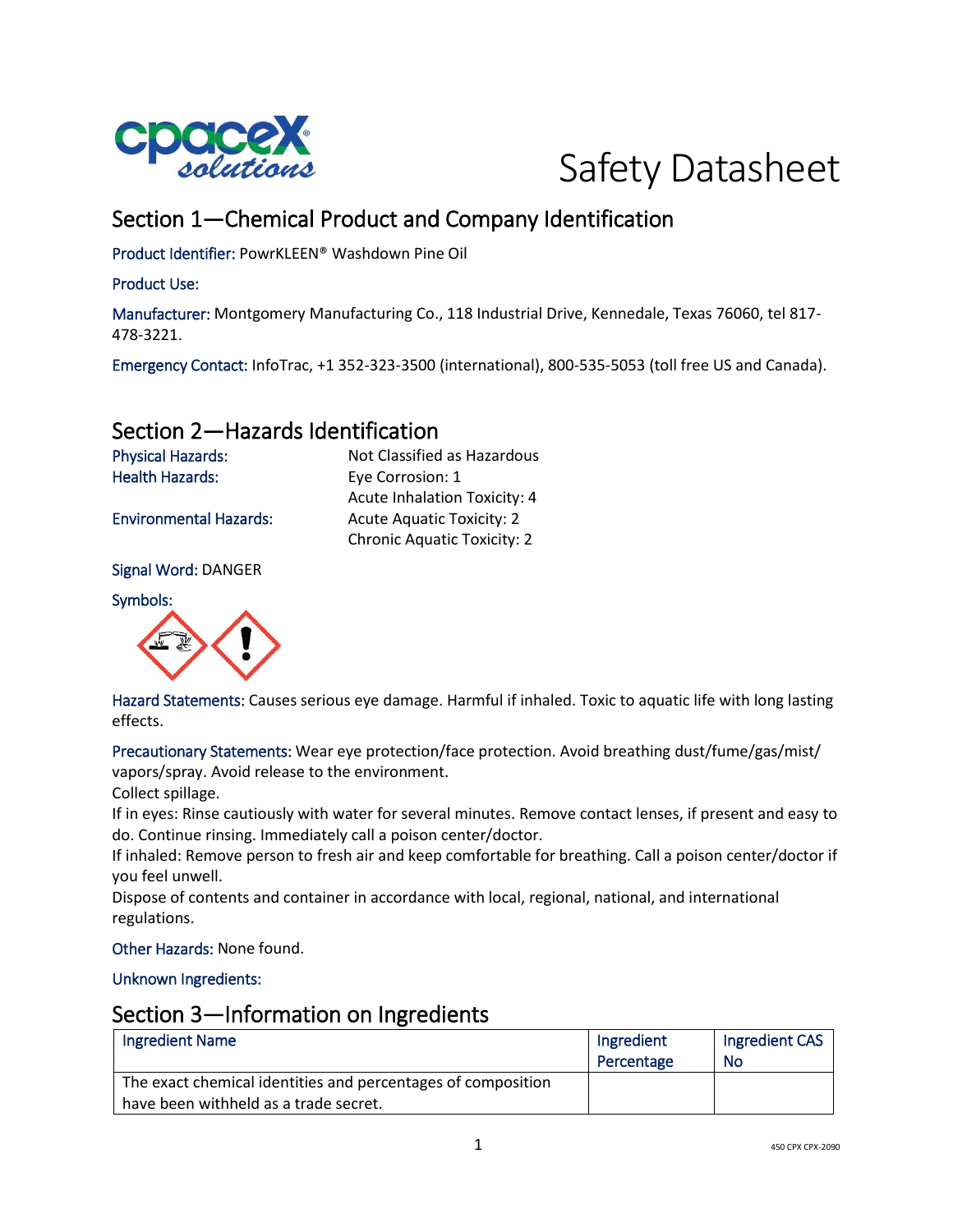# Safety Datasheet

## Section 1—Chemical Product and Company Identification

Product Identifier: PowrKLEEN® Washdown Pine Oil

Product Use:

Manufacturer: Montgomery Manufacturing Co., 118 Industrial Drive, Kennedale, Texas 76060, tel 817-478-3221.

Emergency Contact: InfoTrac, +1 352-323-3500 (international), 800-535-5053 (toll free US and Canada).

## Section 2—Hazards Identification

Physical Hazards: Not Classified as Hazardous

Health Hazards: Eye Corrosion: 1
Acute Inhalation Toxicity: 4

Environmental Hazards: Acute Aquatic Toxicity: 2
Chronic Aquatic Toxicity: 2

Signal Word: DANGER

Symbols:

Hazard Statements: Causes serious eye damage. Harmful if inhaled. Toxic to aquatic life with long lasting effects.

Precautionary Statements: Wear eye protection/face protection. Avoid breathing dust/fume/gas/mist/vapors/spray. Avoid release to the environment.
Collect spillage.
If in eyes: Rinse cautiously with water for several minutes. Remove contact lenses, if present and easy to do. Continue rinsing. Immediately call a poison center/doctor.
If inhaled: Remove person to fresh air and keep comfortable for breathing. Call a poison center/doctor if you feel unwell.
Dispose of contents and container in accordance with local, regional, national, and international regulations.

Other Hazards: None found.

Unknown Ingredients:

## Section 3—Information on Ingredients

| Ingredient Name | Ingredient Percentage | Ingredient CAS No |
|---|---|---|
| The exact chemical identities and percentages of composition have been withheld as a trade secret. | | |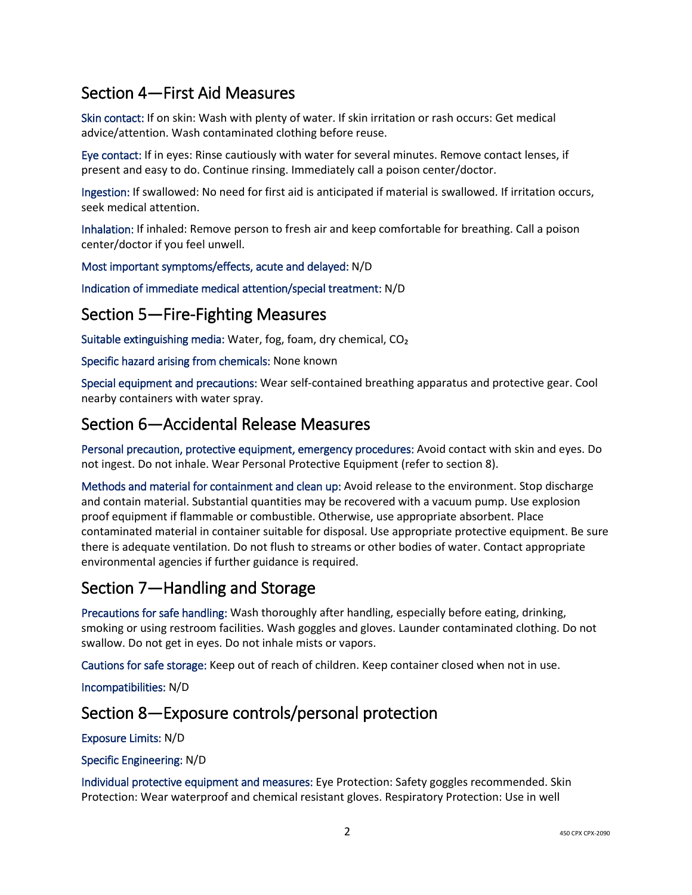## Section 4—First Aid Measures

Skin contact: If on skin: Wash with plenty of water. If skin irritation or rash occurs: Get medical advice/attention. Wash contaminated clothing before reuse.

Eye contact: If in eyes: Rinse cautiously with water for several minutes. Remove contact lenses, if present and easy to do. Continue rinsing. Immediately call a poison center/doctor.

Ingestion: If swallowed: No need for first aid is anticipated if material is swallowed. If irritation occurs, seek medical attention.

Inhalation: If inhaled: Remove person to fresh air and keep comfortable for breathing. Call a poison center/doctor if you feel unwell.

Most important symptoms/effects, acute and delayed: N/D

Indication of immediate medical attention/special treatment: N/D

## Section 5—Fire-Fighting Measures

Suitable extinguishing media: Water, fog, foam, dry chemical, $CO_2$

Specific hazard arising from chemicals: None known

Special equipment and precautions: Wear self-contained breathing apparatus and protective gear. Cool nearby containers with water spray.

## Section 6—Accidental Release Measures

Personal precaution, protective equipment, emergency procedures: Avoid contact with skin and eyes. Do not ingest. Do not inhale. Wear Personal Protective Equipment (refer to section 8).

Methods and material for containment and clean up: Avoid release to the environment. Stop discharge and contain material. Substantial quantities may be recovered with a vacuum pump. Use explosion proof equipment if flammable or combustible. Otherwise, use appropriate absorbent. Place contaminated material in container suitable for disposal. Use appropriate protective equipment. Be sure there is adequate ventilation. Do not flush to streams or other bodies of water. Contact appropriate environmental agencies if further guidance is required.

## Section 7—Handling and Storage

Precautions for safe handling: Wash thoroughly after handling, especially before eating, drinking, smoking or using restroom facilities. Wash goggles and gloves. Launder contaminated clothing. Do not swallow. Do not get in eyes. Do not inhale mists or vapors.

Cautions for safe storage: Keep out of reach of children. Keep container closed when not in use.

Incompatibilities: N/D

## Section 8—Exposure controls/personal protection

Exposure Limits: N/D

Specific Engineering: N/D

Individual protective equipment and measures: Eye Protection: Safety goggles recommended. Skin Protection: Wear waterproof and chemical resistant gloves. Respiratory Protection: Use in well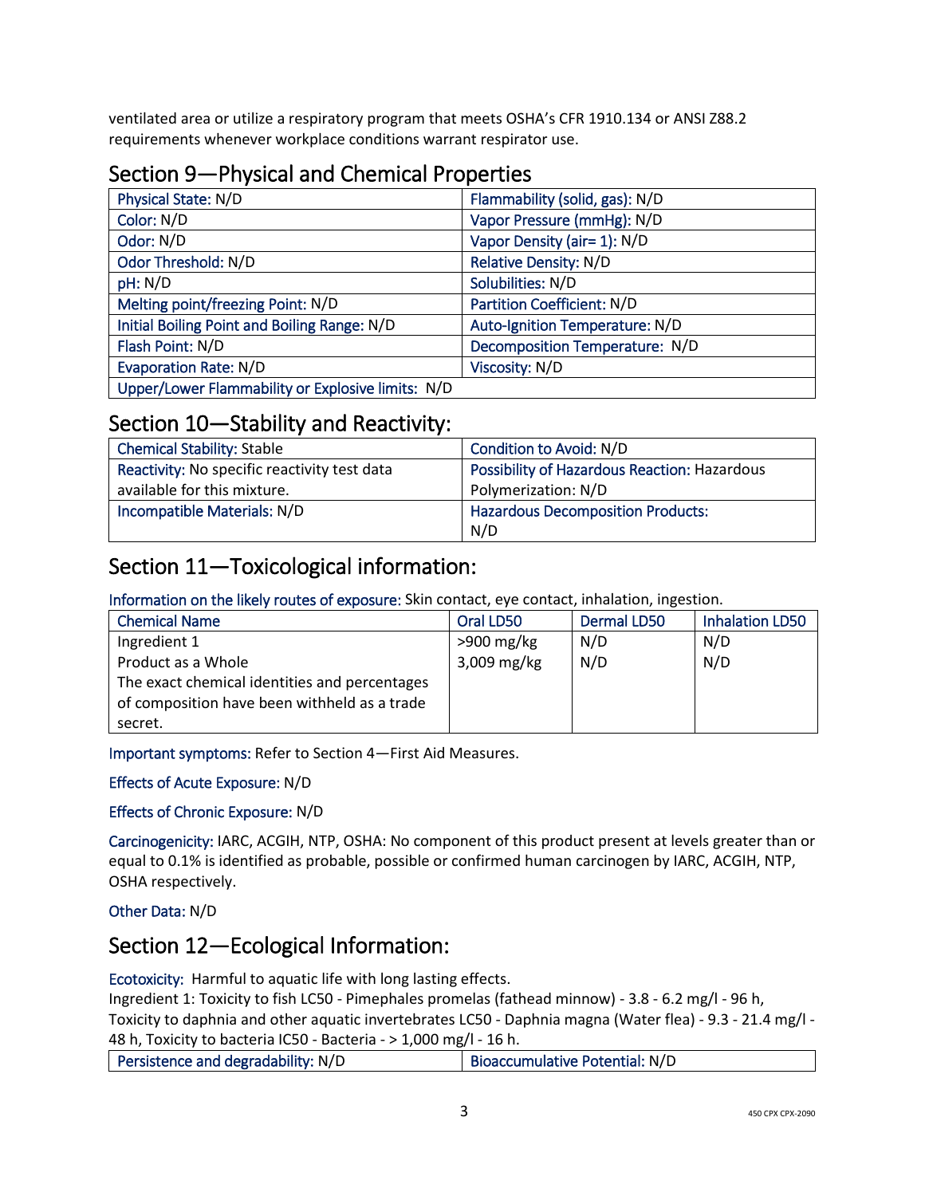ventilated area or utilize a respiratory program that meets OSHA's CFR 1910.134 or ANSI Z88.2 requirements whenever workplace conditions warrant respirator use.

## Section 9—Physical and Chemical Properties

| | |
|---|---|
| Physical State: N/D | Flammability (solid, gas): N/D |
| Color: N/D | Vapor Pressure (mmHg): N/D |
| Odor: N/D | Vapor Density (air= 1): N/D |
| Odor Threshold: N/D | Relative Density: N/D |
| pH: N/D | Solubilities: N/D |
| Melting point/freezing Point: N/D | Partition Coefficient: N/D |
| Initial Boiling Point and Boiling Range: N/D | Auto-Ignition Temperature: N/D |
| Flash Point: N/D | Decomposition Temperature: N/D |
| Evaporation Rate: N/D | Viscosity: N/D |
| Upper/Lower Flammability or Explosive limits: N/D | |

## Section 10—Stability and Reactivity:

| | |
|---|---|
| Chemical Stability: Stable | Condition to Avoid: N/D |
| Reactivity: No specific reactivity test data available for this mixture. | Possibility of Hazardous Reaction: Hazardous Polymerization: N/D |
| Incompatible Materials: N/D | Hazardous Decomposition Products: N/D |

## Section 11—Toxicological information:

Information on the likely routes of exposure: Skin contact, eye contact, inhalation, ingestion.

| Chemical Name | Oral LD50 | Dermal LD50 | Inhalation LD50 |
|---|---|---|---|
| Ingredient 1 | >900 mg/kg | N/D | N/D |
| Product as a Whole | 3,009 mg/kg | N/D | N/D |
| The exact chemical identities and percentages of composition have been withheld as a trade secret. | | | |

Important symptoms: Refer to Section 4—First Aid Measures.

Effects of Acute Exposure: N/D

Effects of Chronic Exposure: N/D

Carcinogenicity: IARC, ACGIH, NTP, OSHA: No component of this product present at levels greater than or equal to 0.1% is identified as probable, possible or confirmed human carcinogen by IARC, ACGIH, NTP, OSHA respectively.

Other Data: N/D

## Section 12—Ecological Information:

Ecotoxicity: Harmful to aquatic life with long lasting effects.
Ingredient 1: Toxicity to fish LC50 - Pimephales promelas (fathead minnow) - 3.8 - 6.2 mg/l - 96 h, Toxicity to daphnia and other aquatic invertebrates LC50 - Daphnia magna (Water flea) - 9.3 - 21.4 mg/l - 48 h, Toxicity to bacteria IC50 - Bacteria - > 1,000 mg/l - 16 h.

| | |
|---|---|
| Persistence and degradability: N/D | Bioaccumulative Potential: N/D |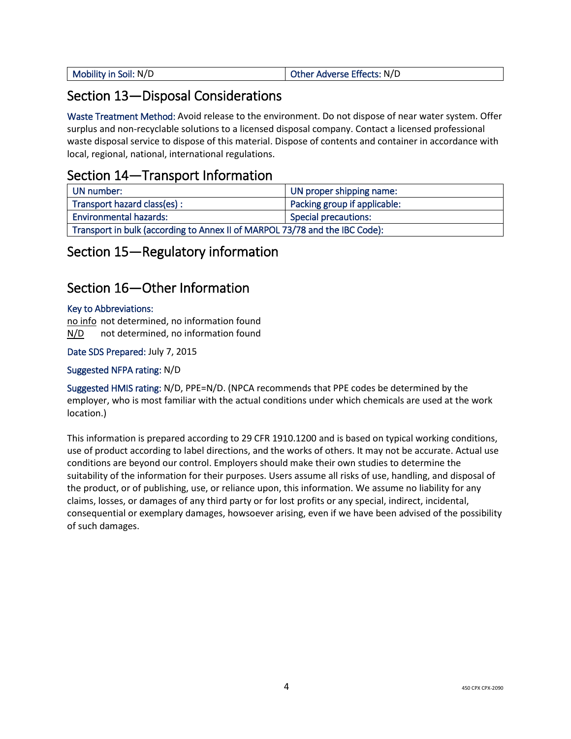| | |
|---|---|
| Mobility in Soil: N/D | Other Adverse Effects: N/D |

## Section 13—Disposal Considerations

Waste Treatment Method: Avoid release to the environment. Do not dispose of near water system. Offer surplus and non-recyclable solutions to a licensed disposal company. Contact a licensed professional waste disposal service to dispose of this material. Dispose of contents and container in accordance with local, regional, national, international regulations.

## Section 14—Transport Information

| | |
|---|---|
| UN number: | UN proper shipping name: |
| Transport hazard class(es) : | Packing group if applicable: |
| Environmental hazards: | Special precautions: |
| Transport in bulk (according to Annex II of MARPOL 73/78 and the IBC Code): | |

## Section 15—Regulatory information

## Section 16—Other Information

Key to Abbreviations:

no info  not determined, no information found
N/D  not determined, no information found

Date SDS Prepared: July 7, 2015

Suggested NFPA rating: N/D

Suggested HMIS rating: N/D, PPE=N/D. (NPCA recommends that PPE codes be determined by the employer, who is most familiar with the actual conditions under which chemicals are used at the work location.)

This information is prepared according to 29 CFR 1910.1200 and is based on typical working conditions, use of product according to label directions, and the works of others. It may not be accurate. Actual use conditions are beyond our control. Employers should make their own studies to determine the suitability of the information for their purposes. Users assume all risks of use, handling, and disposal of the product, or of publishing, use, or reliance upon, this information. We assume no liability for any claims, losses, or damages of any third party or for lost profits or any special, indirect, incidental, consequential or exemplary damages, howsoever arising, even if we have been advised of the possibility of such damages.